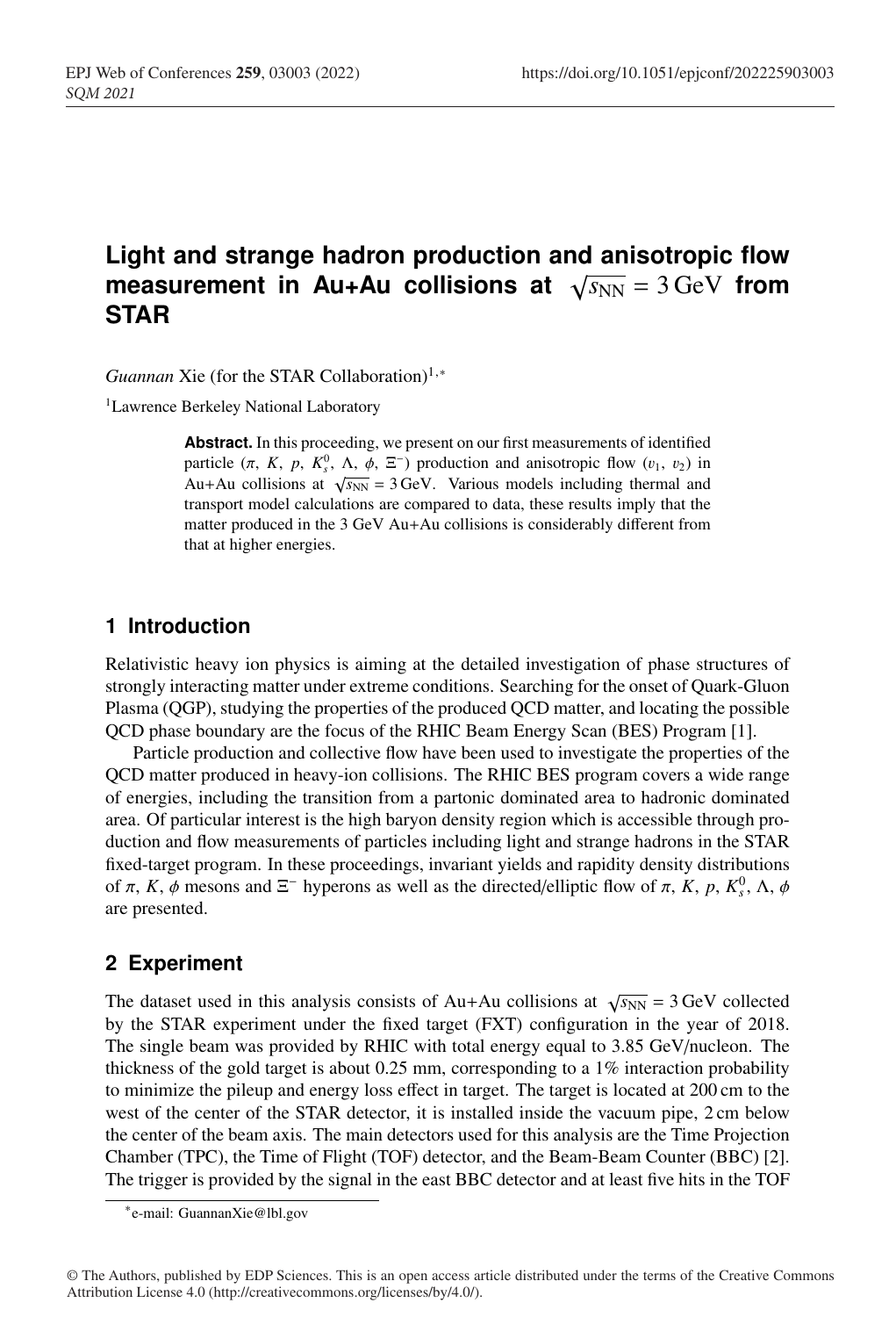# Light and strange hadron production and anisotropic flow measurement in Au+Au collisions at $\sqrt{s_{\mathrm{NN}}} = 3\,\mathrm{GeV}$ from STAR

*Guannan* Xie (for the STAR Collaboration)[1,*]

[1]Lawrence Berkeley National Laboratory

**Abstract.** In this proceeding, we present on our first measurements of identified particle ($\pi$, $K$, $p$, $K_s^0$, $\Lambda$, $\phi$, $\Xi^-$) production and anisotropic flow ($v_1$, $v_2$) in Au+Au collisions at $\sqrt{s_{\mathrm{NN}}} = 3\,\mathrm{GeV}$. Various models including thermal and transport model calculations are compared to data, these results imply that the matter produced in the 3 GeV Au+Au collisions is considerably different from that at higher energies.

## 1 Introduction

Relativistic heavy ion physics is aiming at the detailed investigation of phase structures of strongly interacting matter under extreme conditions. Searching for the onset of Quark-Gluon Plasma (QGP), studying the properties of the produced QCD matter, and locating the possible QCD phase boundary are the focus of the RHIC Beam Energy Scan (BES) Program [1].

Particle production and collective flow have been used to investigate the properties of the QCD matter produced in heavy-ion collisions. The RHIC BES program covers a wide range of energies, including the transition from a partonic dominated area to hadronic dominated area. Of particular interest is the high baryon density region which is accessible through production and flow measurements of particles including light and strange hadrons in the STAR fixed-target program. In these proceedings, invariant yields and rapidity density distributions of $\pi$, $K$, $\phi$ mesons and $\Xi^-$ hyperons as well as the directed/elliptic flow of $\pi$, $K$, $p$, $K_s^0$, $\Lambda$, $\phi$ are presented.

## 2 Experiment

The dataset used in this analysis consists of Au+Au collisions at $\sqrt{s_{\mathrm{NN}}} = 3\,\mathrm{GeV}$ collected by the STAR experiment under the fixed target (FXT) configuration in the year of 2018. The single beam was provided by RHIC with total energy equal to 3.85 GeV/nucleon. The thickness of the gold target is about 0.25 mm, corresponding to a 1% interaction probability to minimize the pileup and energy loss effect in target. The target is located at 200 cm to the west of the center of the STAR detector, it is installed inside the vacuum pipe, 2 cm below the center of the beam axis. The main detectors used for this analysis are the Time Projection Chamber (TPC), the Time of Flight (TOF) detector, and the Beam-Beam Counter (BBC) [2]. The trigger is provided by the signal in the east BBC detector and at least five hits in the TOF

*e-mail: GuannanXie@lbl.gov

© The Authors, published by EDP Sciences. This is an open access article distributed under the terms of the Creative Commons Attribution License 4.0 (http://creativecommons.org/licenses/by/4.0/).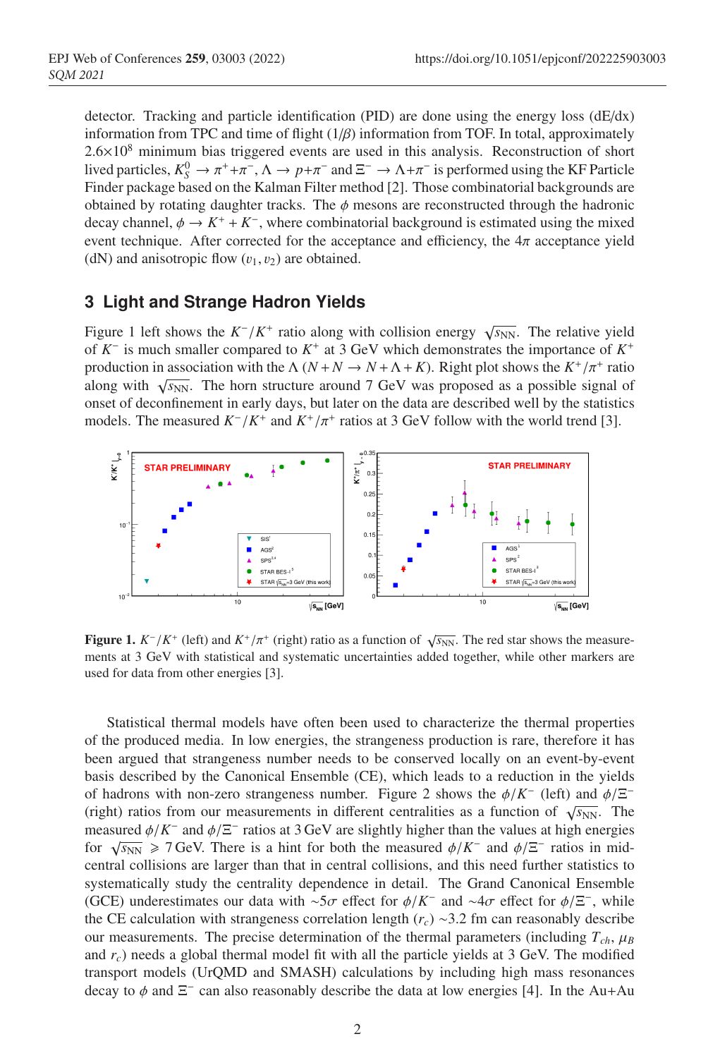detector. Tracking and particle identification (PID) are done using the energy loss (dE/dx) information from TPC and time of flight ($1/\beta$) information from TOF. In total, approximately $2.6\times10^8$ minimum bias triggered events are used in this analysis. Reconstruction of short lived particles, $K_S^0 \to \pi^+ + \pi^-$, $\Lambda \to p + \pi^-$ and $\Xi^- \to \Lambda + \pi^-$ is performed using the KF Particle Finder package based on the Kalman Filter method [2]. Those combinatorial backgrounds are obtained by rotating daughter tracks. The $\phi$ mesons are reconstructed through the hadronic decay channel, $\phi \to K^+ + K^-$, where combinatorial background is estimated using the mixed event technique. After corrected for the acceptance and efficiency, the $4\pi$ acceptance yield (dN) and anisotropic flow ($v_1, v_2$) are obtained.

## 3 Light and Strange Hadron Yields

Figure 1 left shows the $K^-/K^+$ ratio along with collision energy $\sqrt{s_{\rm NN}}$. The relative yield of $K^-$ is much smaller compared to $K^+$ at 3 GeV which demonstrates the importance of $K^+$ production in association with the $\Lambda$ ($N + N \to N + \Lambda + K$). Right plot shows the $K^+/\pi^+$ ratio along with $\sqrt{s_{\rm NN}}$. The horn structure around 7 GeV was proposed as a possible signal of onset of deconfinement in early days, but later on the data are described well by the statistics models. The measured $K^-/K^+$ and $K^+/\pi^+$ ratios at 3 GeV follow with the world trend [3].

**Figure 1.** $K^-/K^+$ (left) and $K^+/\pi^+$ (right) ratio as a function of $\sqrt{s_{\rm NN}}$. The red star shows the measurements at 3 GeV with statistical and systematic uncertainties added together, while other markers are used for data from other energies [3].

Statistical thermal models have often been used to characterize the thermal properties of the produced media. In low energies, the strangeness production is rare, therefore it has been argued that strangeness number needs to be conserved locally on an event-by-event basis described by the Canonical Ensemble (CE), which leads to a reduction in the yields of hadrons with non-zero strangeness number. Figure 2 shows the $\phi/K^-$ (left) and $\phi/\Xi^-$ (right) ratios from our measurements in different centralities as a function of $\sqrt{s_{\rm NN}}$. The measured $\phi/K^-$ and $\phi/\Xi^-$ ratios at 3 GeV are slightly higher than the values at high energies for $\sqrt{s_{\rm NN}} \geqslant 7$ GeV. There is a hint for both the measured $\phi/K^-$ and $\phi/\Xi^-$ ratios in mid-central collisions are larger than that in central collisions, and this need further statistics to systematically study the centrality dependence in detail. The Grand Canonical Ensemble (GCE) underestimates our data with $\sim5\sigma$ effect for $\phi/K^-$ and $\sim4\sigma$ effect for $\phi/\Xi^-$, while the CE calculation with strangeness correlation length ($r_c$) $\sim$3.2 fm can reasonably describe our measurements. The precise determination of the thermal parameters (including $T_{ch}$, $\mu_B$ and $r_c$) needs a global thermal model fit with all the particle yields at 3 GeV. The modified transport models (UrQMD and SMASH) calculations by including high mass resonances decay to $\phi$ and $\Xi^-$ can also reasonably describe the data at low energies [4]. In the Au+Au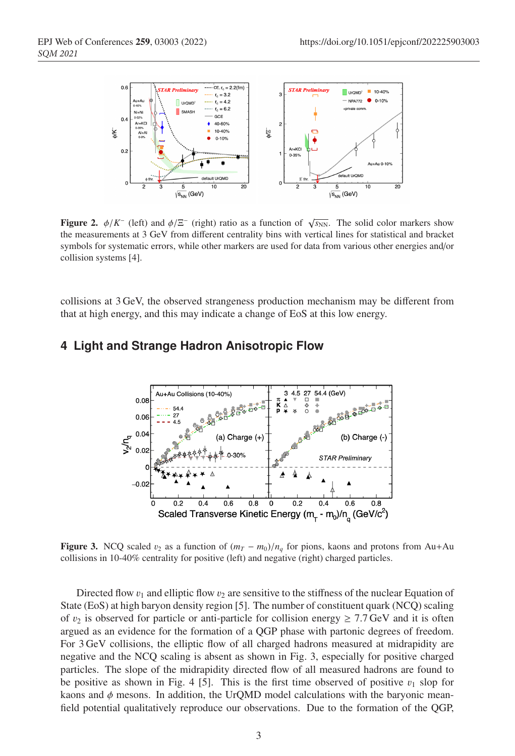**Figure 2.** $\phi/K^{-}$ (left) and $\phi/\Xi^{-}$ (right) ratio as a function of $\sqrt{s_{\mathrm{NN}}}$. The solid color markers show the measurements at 3 GeV from different centrality bins with vertical lines for statistical and bracket symbols for systematic errors, while other markers are used for data from various other energies and/or collision systems [4].

collisions at 3 GeV, the observed strangeness production mechanism may be different from that at high energy, and this may indicate a change of EoS at this low energy.

## 4 Light and Strange Hadron Anisotropic Flow

**Figure 3.** NCQ scaled $v_2$ as a function of $(m_T - m_0)/n_q$ for pions, kaons and protons from Au+Au collisions in 10-40% centrality for positive (left) and negative (right) charged particles.

Directed flow $v_1$ and elliptic flow $v_2$ are sensitive to the stiffness of the nuclear Equation of State (EoS) at high baryon density region [5]. The number of constituent quark (NCQ) scaling of $v_2$ is observed for particle or anti-particle for collision energy $\geq$ 7.7 GeV and it is often argued as an evidence for the formation of a QGP phase with partonic degrees of freedom. For 3 GeV collisions, the elliptic flow of all charged hadrons measured at midrapidity are negative and the NCQ scaling is absent as shown in Fig. 3, especially for positive charged particles. The slope of the midrapidity directed flow of all measured hadrons are found to be positive as shown in Fig. 4 [5]. This is the first time observed of positive $v_1$ slop for kaons and $\phi$ mesons. In addition, the UrQMD model calculations with the baryonic mean-field potential qualitatively reproduce our observations. Due to the formation of the QGP,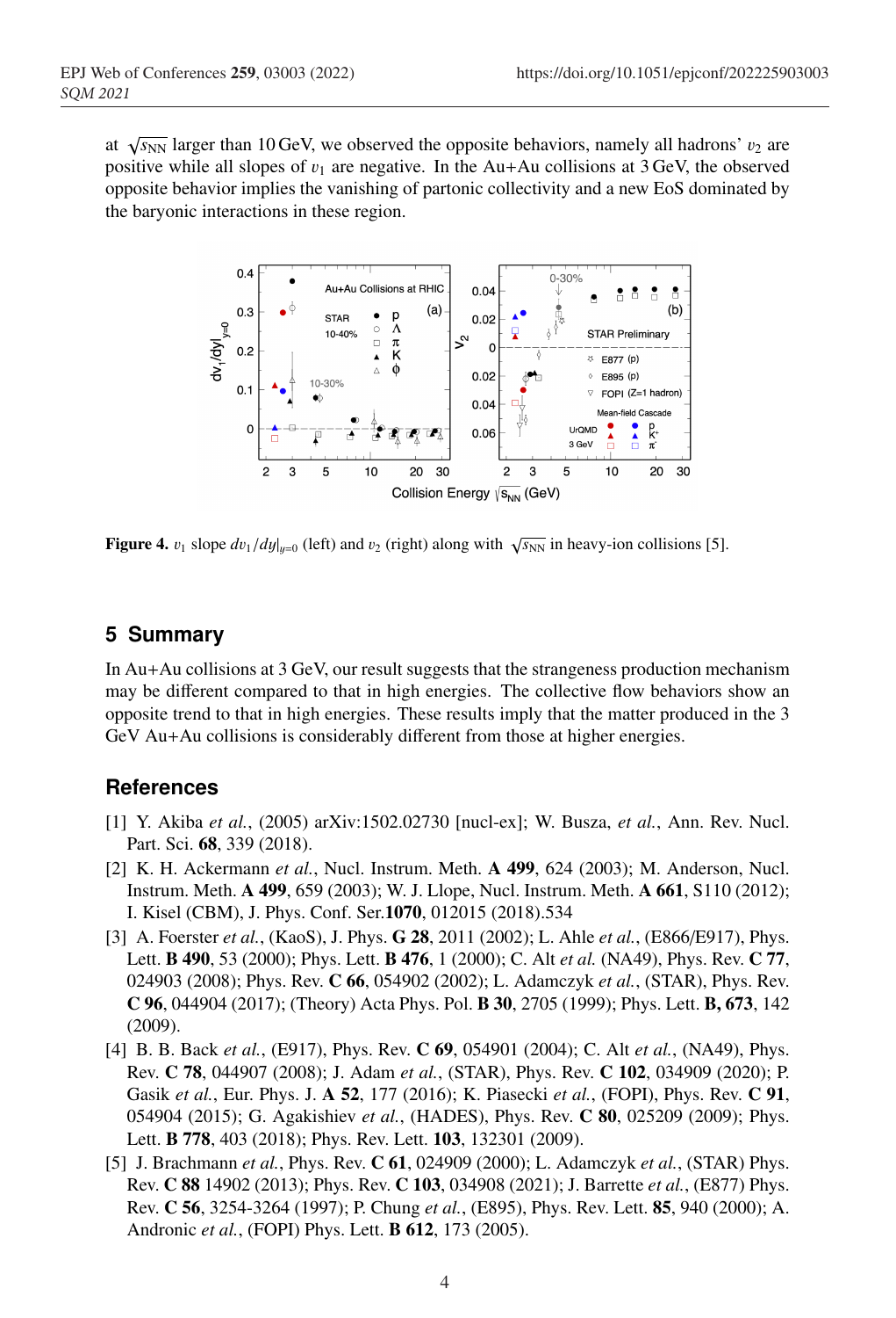at $\sqrt{s_{NN}}$ larger than 10 GeV, we observed the opposite behaviors, namely all hadrons' $v_2$ are positive while all slopes of $v_1$ are negative. In the Au+Au collisions at 3 GeV, the observed opposite behavior implies the vanishing of partonic collectivity and a new EoS dominated by the baryonic interactions in these region.

Au+Au Collisions at RHIC
(a)
STAR
10-40%
p
Λ
π
K
ϕ
10-30%
$dv_1/dy|_{y=0}$
0.4
0.3
0.2
0.1
0
$v_2$
0.04
0.02
0
0.02
0.04
0.06
0-30%
(b)
STAR Preliminary
E877 (p)
E895 (p)
FOPI (Z=1 hadron)
Mean-field Cascade
UrQMD
3 GeV
p
K⁺
π⁻
2 3 5 10 20 30
2 3 5 10 20 30
Collision Energy $\sqrt{s_{NN}}$ (GeV)

**Figure 4.** $v_1$ slope $dv_1/dy|_{y=0}$ (left) and $v_2$ (right) along with $\sqrt{s_{NN}}$ in heavy-ion collisions [5].

## 5 Summary

In Au+Au collisions at 3 GeV, our result suggests that the strangeness production mechanism may be different compared to that in high energies. The collective flow behaviors show an opposite trend to that in high energies. These results imply that the matter produced in the 3 GeV Au+Au collisions is considerably different from those at higher energies.

## References

[1] Y. Akiba *et al.*, (2005) arXiv:1502.02730 [nucl-ex]; W. Busza, *et al.*, Ann. Rev. Nucl. Part. Sci. **68**, 339 (2018).

[2] K. H. Ackermann *et al.*, Nucl. Instrum. Meth. **A 499**, 624 (2003); M. Anderson, Nucl. Instrum. Meth. **A 499**, 659 (2003); W. J. Llope, Nucl. Instrum. Meth. **A 661**, S110 (2012); I. Kisel (CBM), J. Phys. Conf. Ser.**1070**, 012015 (2018).534

[3] A. Foerster *et al.*, (KaoS), J. Phys. **G 28**, 2011 (2002); L. Ahle *et al.*, (E866/E917), Phys. Lett. **B 490**, 53 (2000); Phys. Lett. **B 476**, 1 (2000); C. Alt *et al.* (NA49), Phys. Rev. **C 77**, 024903 (2008); Phys. Rev. **C 66**, 054902 (2002); L. Adamczyk *et al.*, (STAR), Phys. Rev. **C 96**, 044904 (2017); (Theory) Acta Phys. Pol. **B 30**, 2705 (1999); Phys. Lett. **B, 673**, 142 (2009).

[4] B. B. Back *et al.*, (E917), Phys. Rev. **C 69**, 054901 (2004); C. Alt *et al.*, (NA49), Phys. Rev. **C 78**, 044907 (2008); J. Adam *et al.*, (STAR), Phys. Rev. **C 102**, 034909 (2020); P. Gasik *et al.*, Eur. Phys. J. **A 52**, 177 (2016); K. Piasecki *et al.*, (FOPI), Phys. Rev. **C 91**, 054904 (2015); G. Agakishiev *et al.*, (HADES), Phys. Rev. **C 80**, 025209 (2009); Phys. Lett. **B 778**, 403 (2018); Phys. Rev. Lett. **103**, 132301 (2009).

[5] J. Brachmann *et al.*, Phys. Rev. **C 61**, 024909 (2000); L. Adamczyk *et al.*, (STAR) Phys. Rev. **C 88** 14902 (2013); Phys. Rev. **C 103**, 034908 (2021); J. Barrette *et al.*, (E877) Phys. Rev. **C 56**, 3254-3264 (1997); P. Chung *et al.*, (E895), Phys. Rev. Lett. **85**, 940 (2000); A. Andronic *et al.*, (FOPI) Phys. Lett. **B 612**, 173 (2005).